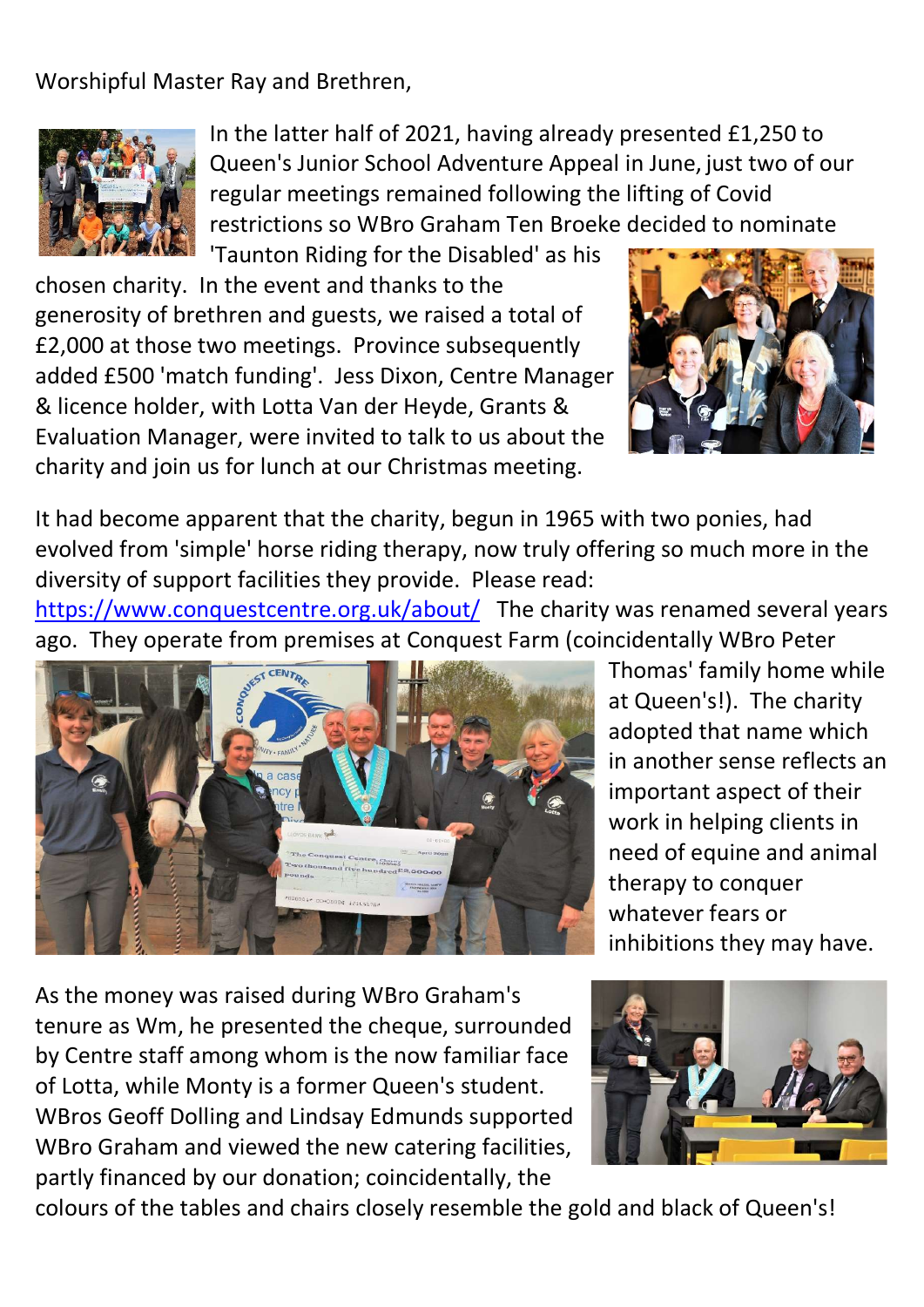Worshipful Master Ray and Brethren,

In the latter half of 2021, having already presented £1,250 to Queen's Junior School Adventure Appeal in June, just two of our regular meetings remained following the lifting of Covid restrictions so WBro Graham Ten Broeke decided to nominate 'Taunton Riding for the Disabled' as his chosen charity. In the event and thanks to the generosity of brethren and guests, we raised a total of £2,000 at those two meetings. Province subsequently added £500 'match funding'. Jess Dixon, Centre Manager & licence holder, with Lotta Van der Heyde, Grants & Evaluation Manager, were invited to talk to us about the charity and join us for lunch at our Christmas meeting.

It had become apparent that the charity, begun in 1965 with two ponies, had evolved from 'simple' horse riding therapy, now truly offering so much more in the diversity of support facilities they provide. Please read: https://www.conquestcentre.org.uk/about/ The charity was renamed several years ago. They operate from premises at Conquest Farm (coincidentally WBro Peter Thomas' family home while at Queen's!). The charity adopted that name which in another sense reflects an important aspect of their work in helping clients in need of equine and animal therapy to conquer whatever fears or inhibitions they may have.

As the money was raised during WBro Graham's tenure as Wm, he presented the cheque, surrounded by Centre staff among whom is the now familiar face of Lotta, while Monty is a former Queen's student. WBros Geoff Dolling and Lindsay Edmunds supported WBro Graham and viewed the new catering facilities, partly financed by our donation; coincidentally, the colours of the tables and chairs closely resemble the gold and black of Queen's!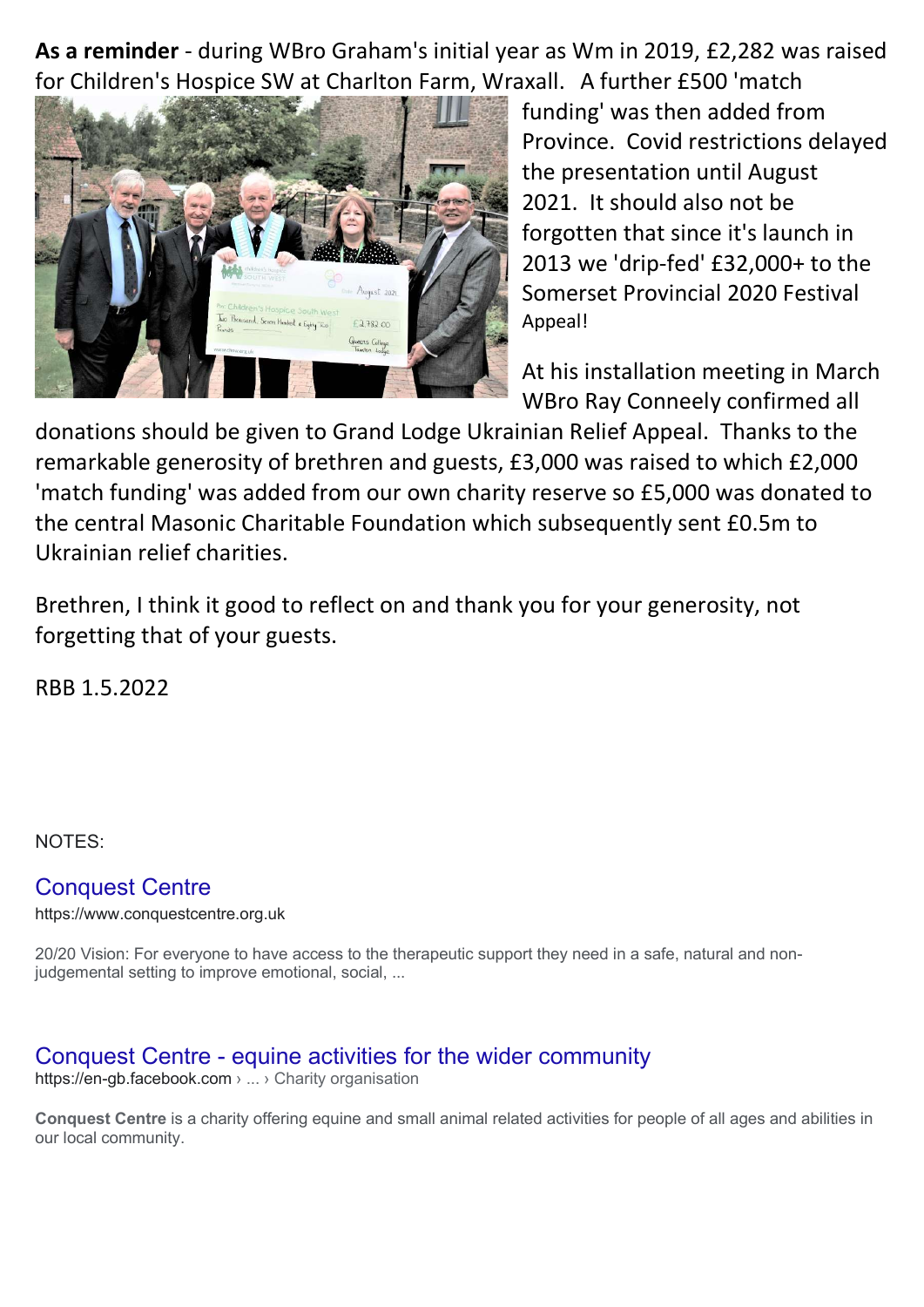**As a reminder** - during WBro Graham's initial year as Wm in 2019, £2,282 was raised for Children's Hospice SW at Charlton Farm, Wraxall. A further £500 'match funding' was then added from Province. Covid restrictions delayed the presentation until August 2021. It should also not be forgotten that since it's launch in 2013 we 'drip-fed' £32,000+ to the Somerset Provincial 2020 Festival Appeal!

At his installation meeting in March WBro Ray Conneely confirmed all donations should be given to Grand Lodge Ukrainian Relief Appeal. Thanks to the remarkable generosity of brethren and guests, £3,000 was raised to which £2,000 'match funding' was added from our own charity reserve so £5,000 was donated to the central Masonic Charitable Foundation which subsequently sent £0.5m to Ukrainian relief charities.

Brethren, I think it good to reflect on and thank you for your generosity, not forgetting that of your guests.

RBB 1.5.2022

NOTES:

Conquest Centre
https://www.conquestcentre.org.uk

20/20 Vision: For everyone to have access to the therapeutic support they need in a safe, natural and non-judgemental setting to improve emotional, social, ...

Conquest Centre - equine activities for the wider community
https://en-gb.facebook.com › ... › Charity organisation

**Conquest Centre** is a charity offering equine and small animal related activities for people of all ages and abilities in our local community.